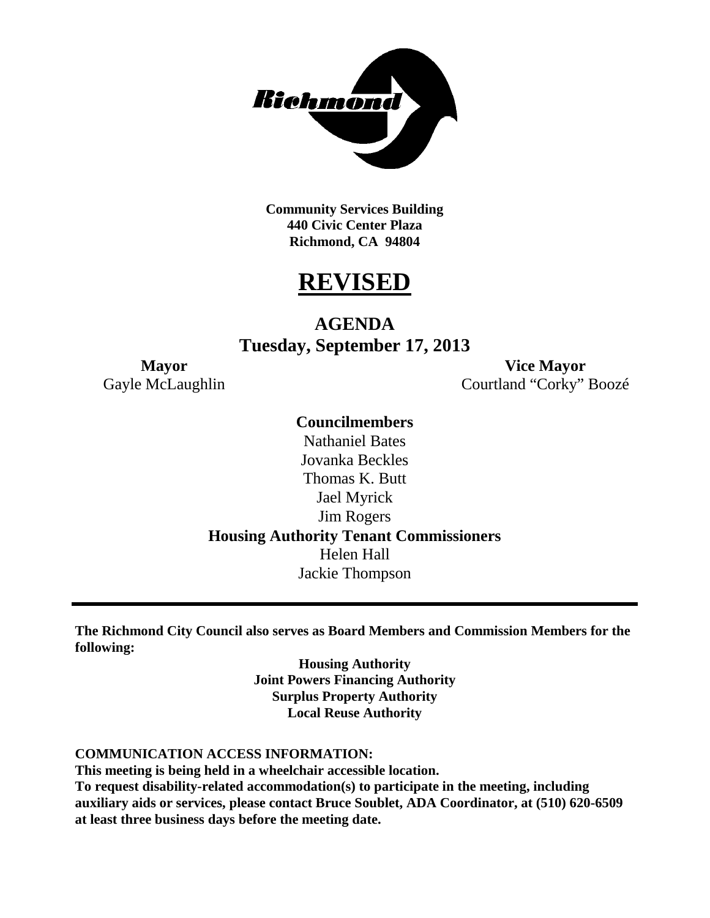Richmond

**Community Services Building**
**440 Civic Center Plaza**
**Richmond, CA 94804**

# REVISED

## AGENDA
## Tuesday, September 17, 2013

**Mayor**
Gayle McLaughlin

**Vice Mayor**
Courtland "Corky" Boozé

**Councilmembers**

Nathaniel Bates
Jovanka Beckles
Thomas K. Butt
Jael Myrick
Jim Rogers

**Housing Authority Tenant Commissioners**

Helen Hall
Jackie Thompson

---

**The Richmond City Council also serves as Board Members and Commission Members for the following:**

**Housing Authority**
**Joint Powers Financing Authority**
**Surplus Property Authority**
**Local Reuse Authority**

**COMMUNICATION ACCESS INFORMATION:**
**This meeting is being held in a wheelchair accessible location.**
**To request disability-related accommodation(s) to participate in the meeting, including auxiliary aids or services, please contact Bruce Soublet, ADA Coordinator, at (510) 620-6509 at least three business days before the meeting date.**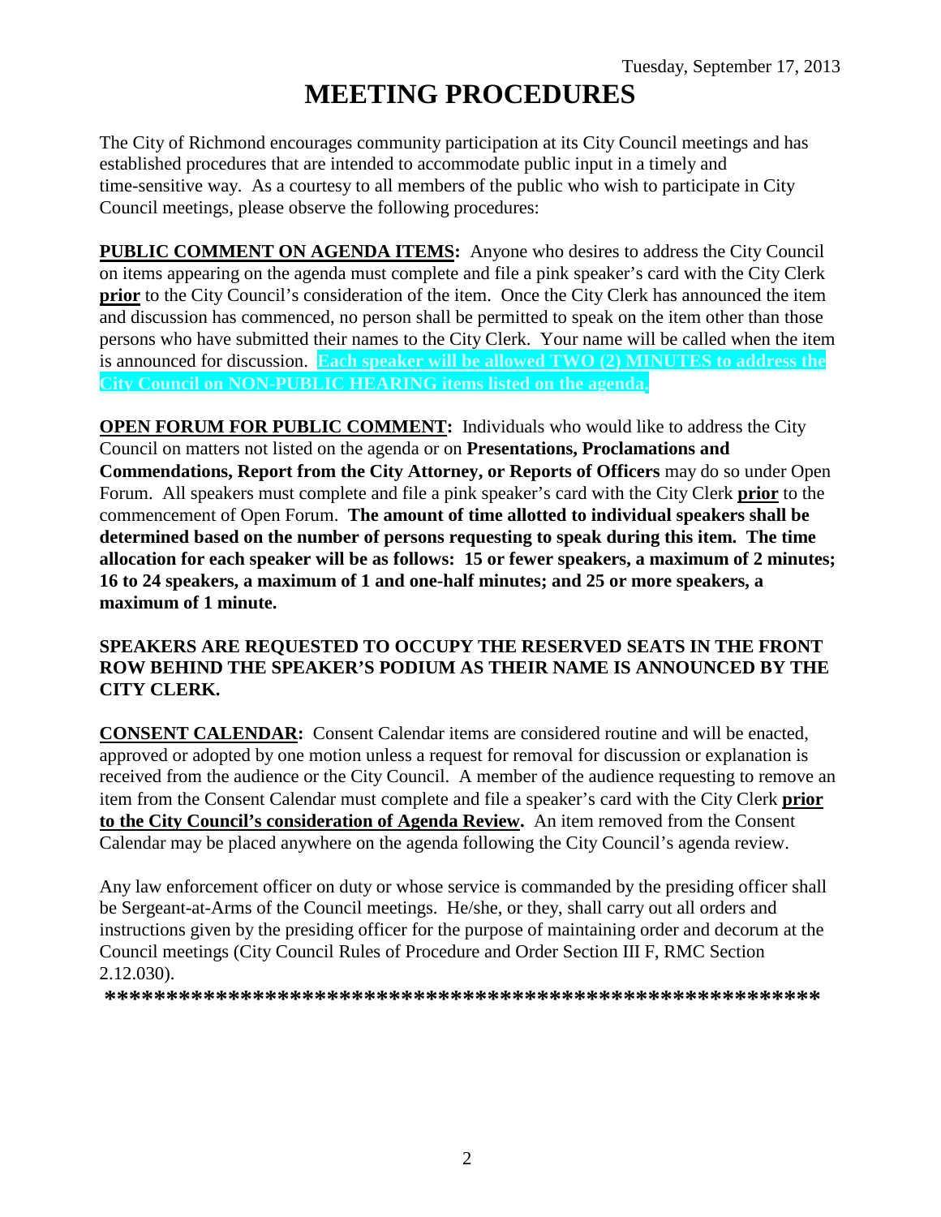Tuesday, September 17, 2013

# MEETING PROCEDURES

The City of Richmond encourages community participation at its City Council meetings and has established procedures that are intended to accommodate public input in a timely and time-sensitive way. As a courtesy to all members of the public who wish to participate in City Council meetings, please observe the following procedures:

**PUBLIC COMMENT ON AGENDA ITEMS:** Anyone who desires to address the City Council on items appearing on the agenda must complete and file a pink speaker's card with the City Clerk **prior** to the City Council's consideration of the item. Once the City Clerk has announced the item and discussion has commenced, no person shall be permitted to speak on the item other than those persons who have submitted their names to the City Clerk. Your name will be called when the item is announced for discussion. **Each speaker will be allowed TWO (2) MINUTES to address the City Council on NON-PUBLIC HEARING items listed on the agenda.**

**OPEN FORUM FOR PUBLIC COMMENT:** Individuals who would like to address the City Council on matters not listed on the agenda or on **Presentations, Proclamations and Commendations, Report from the City Attorney, or Reports of Officers** may do so under Open Forum. All speakers must complete and file a pink speaker's card with the City Clerk **prior** to the commencement of Open Forum. **The amount of time allotted to individual speakers shall be determined based on the number of persons requesting to speak during this item. The time allocation for each speaker will be as follows: 15 or fewer speakers, a maximum of 2 minutes; 16 to 24 speakers, a maximum of 1 and one-half minutes; and 25 or more speakers, a maximum of 1 minute.**

**SPEAKERS ARE REQUESTED TO OCCUPY THE RESERVED SEATS IN THE FRONT ROW BEHIND THE SPEAKER'S PODIUM AS THEIR NAME IS ANNOUNCED BY THE CITY CLERK.**

**CONSENT CALENDAR:** Consent Calendar items are considered routine and will be enacted, approved or adopted by one motion unless a request for removal for discussion or explanation is received from the audience or the City Council. A member of the audience requesting to remove an item from the Consent Calendar must complete and file a speaker's card with the City Clerk **prior to the City Council's consideration of Agenda Review.** An item removed from the Consent Calendar may be placed anywhere on the agenda following the City Council's agenda review.

Any law enforcement officer on duty or whose service is commanded by the presiding officer shall be Sergeant-at-Arms of the Council meetings. He/she, or they, shall carry out all orders and instructions given by the presiding officer for the purpose of maintaining order and decorum at the Council meetings (City Council Rules of Procedure and Order Section III F, RMC Section 2.12.030).

**\*\*\*\*\*\*\*\*\*\*\*\*\*\*\*\*\*\*\*\*\*\*\*\*\*\*\*\*\*\*\*\*\*\*\*\*\*\*\*\*\*\*\*\*\*\*\*\*\*\*\*\*\*\*\*\*\*\*\*\***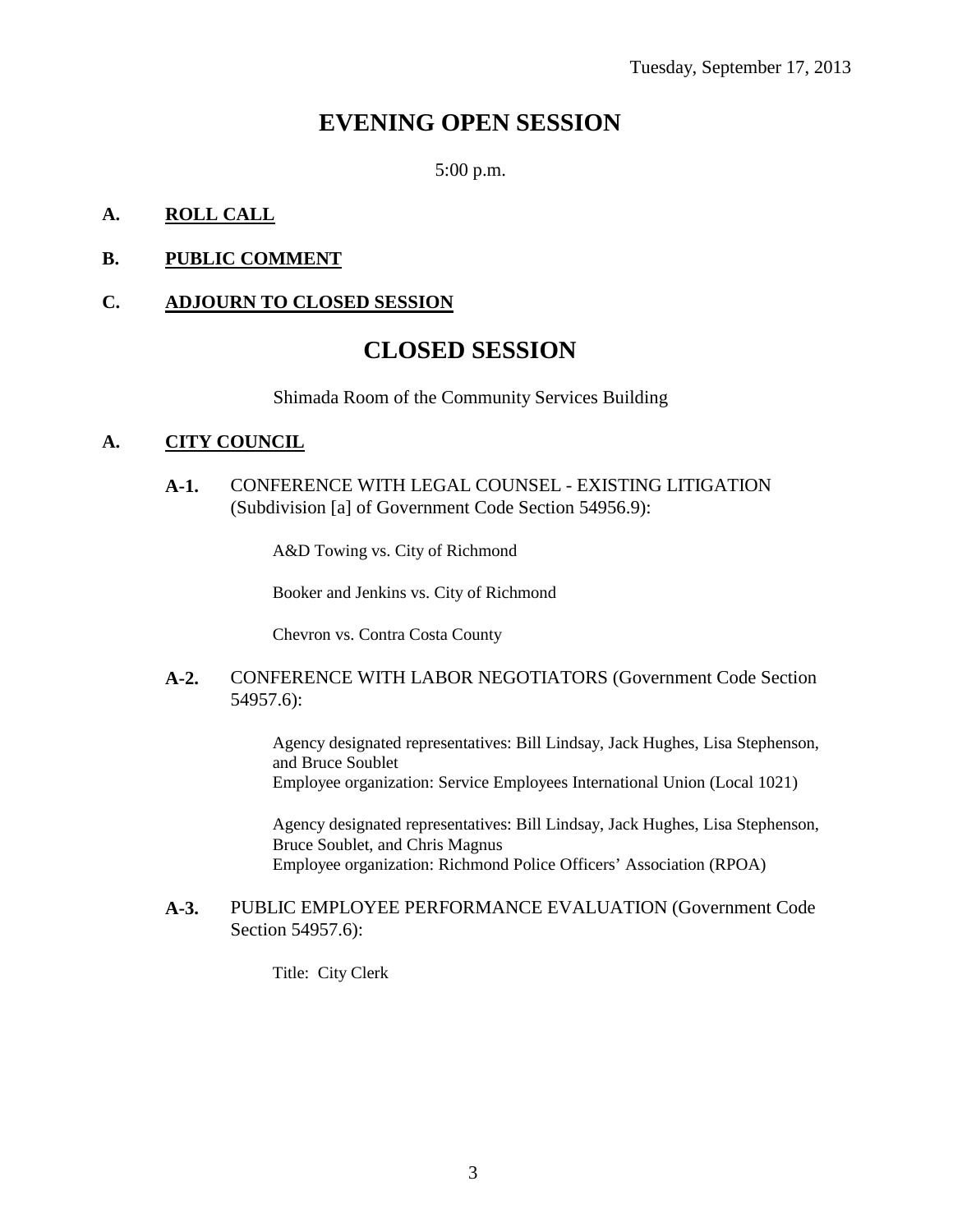Tuesday, September 17, 2013

# EVENING OPEN SESSION

5:00 p.m.

**A. ROLL CALL**

**B. PUBLIC COMMENT**

**C. ADJOURN TO CLOSED SESSION**

# CLOSED SESSION

Shimada Room of the Community Services Building

**A. CITY COUNCIL**

**A-1.** CONFERENCE WITH LEGAL COUNSEL - EXISTING LITIGATION (Subdivision [a] of Government Code Section 54956.9):

A&D Towing vs. City of Richmond

Booker and Jenkins vs. City of Richmond

Chevron vs. Contra Costa County

**A-2.** CONFERENCE WITH LABOR NEGOTIATORS (Government Code Section 54957.6):

Agency designated representatives: Bill Lindsay, Jack Hughes, Lisa Stephenson, and Bruce Soublet
Employee organization: Service Employees International Union (Local 1021)

Agency designated representatives: Bill Lindsay, Jack Hughes, Lisa Stephenson, Bruce Soublet, and Chris Magnus
Employee organization: Richmond Police Officers' Association (RPOA)

**A-3.** PUBLIC EMPLOYEE PERFORMANCE EVALUATION (Government Code Section 54957.6):

Title: City Clerk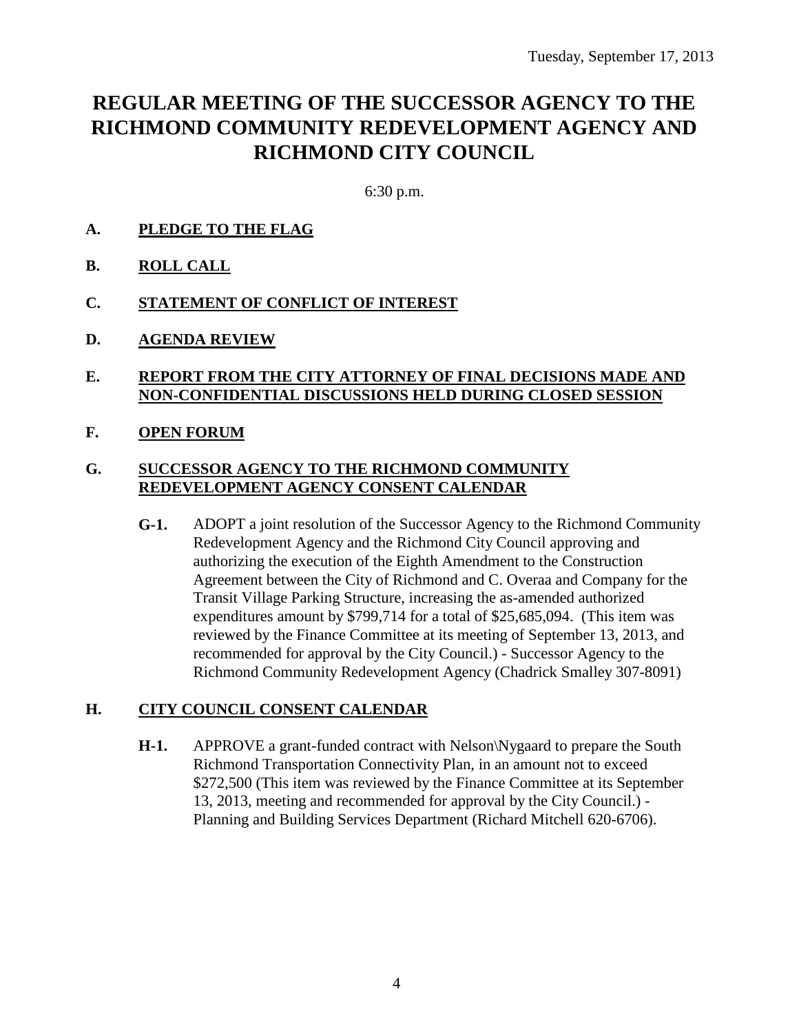Tuesday, September 17, 2013

# REGULAR MEETING OF THE SUCCESSOR AGENCY TO THE RICHMOND COMMUNITY REDEVELOPMENT AGENCY AND RICHMOND CITY COUNCIL

6:30 p.m.

**A. PLEDGE TO THE FLAG**

**B. ROLL CALL**

**C. STATEMENT OF CONFLICT OF INTEREST**

**D. AGENDA REVIEW**

**E. REPORT FROM THE CITY ATTORNEY OF FINAL DECISIONS MADE AND NON-CONFIDENTIAL DISCUSSIONS HELD DURING CLOSED SESSION**

**F. OPEN FORUM**

**G. SUCCESSOR AGENCY TO THE RICHMOND COMMUNITY REDEVELOPMENT AGENCY CONSENT CALENDAR**

**G-1.** ADOPT a joint resolution of the Successor Agency to the Richmond Community Redevelopment Agency and the Richmond City Council approving and authorizing the execution of the Eighth Amendment to the Construction Agreement between the City of Richmond and C. Overaa and Company for the Transit Village Parking Structure, increasing the as-amended authorized expenditures amount by $799,714 for a total of $25,685,094. (This item was reviewed by the Finance Committee at its meeting of September 13, 2013, and recommended for approval by the City Council.) - Successor Agency to the Richmond Community Redevelopment Agency (Chadrick Smalley 307-8091)

**H. CITY COUNCIL CONSENT CALENDAR**

**H-1.** APPROVE a grant-funded contract with Nelson\Nygaard to prepare the South Richmond Transportation Connectivity Plan, in an amount not to exceed $272,500 (This item was reviewed by the Finance Committee at its September 13, 2013, meeting and recommended for approval by the City Council.) - Planning and Building Services Department (Richard Mitchell 620-6706).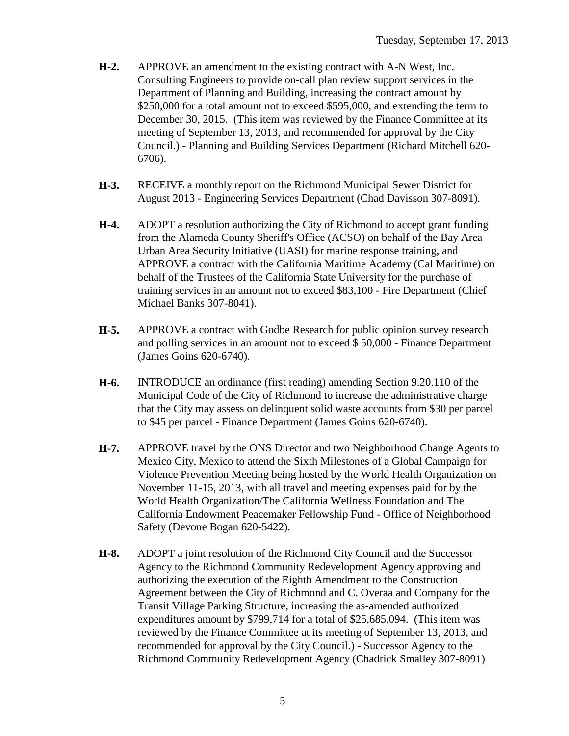**H-2.** APPROVE an amendment to the existing contract with A-N West, Inc. Consulting Engineers to provide on-call plan review support services in the Department of Planning and Building, increasing the contract amount by $250,000 for a total amount not to exceed $595,000, and extending the term to December 30, 2015. (This item was reviewed by the Finance Committee at its meeting of September 13, 2013, and recommended for approval by the City Council.) - Planning and Building Services Department (Richard Mitchell 620-6706).

**H-3.** RECEIVE a monthly report on the Richmond Municipal Sewer District for August 2013 - Engineering Services Department (Chad Davisson 307-8091).

**H-4.** ADOPT a resolution authorizing the City of Richmond to accept grant funding from the Alameda County Sheriff's Office (ACSO) on behalf of the Bay Area Urban Area Security Initiative (UASI) for marine response training, and APPROVE a contract with the California Maritime Academy (Cal Maritime) on behalf of the Trustees of the California State University for the purchase of training services in an amount not to exceed $83,100 - Fire Department (Chief Michael Banks 307-8041).

**H-5.** APPROVE a contract with Godbe Research for public opinion survey research and polling services in an amount not to exceed $ 50,000 - Finance Department (James Goins 620-6740).

**H-6.** INTRODUCE an ordinance (first reading) amending Section 9.20.110 of the Municipal Code of the City of Richmond to increase the administrative charge that the City may assess on delinquent solid waste accounts from $30 per parcel to $45 per parcel - Finance Department (James Goins 620-6740).

**H-7.** APPROVE travel by the ONS Director and two Neighborhood Change Agents to Mexico City, Mexico to attend the Sixth Milestones of a Global Campaign for Violence Prevention Meeting being hosted by the World Health Organization on November 11-15, 2013, with all travel and meeting expenses paid for by the World Health Organization/The California Wellness Foundation and The California Endowment Peacemaker Fellowship Fund - Office of Neighborhood Safety (Devone Bogan 620-5422).

**H-8.** ADOPT a joint resolution of the Richmond City Council and the Successor Agency to the Richmond Community Redevelopment Agency approving and authorizing the execution of the Eighth Amendment to the Construction Agreement between the City of Richmond and C. Overaa and Company for the Transit Village Parking Structure, increasing the as-amended authorized expenditures amount by $799,714 for a total of $25,685,094. (This item was reviewed by the Finance Committee at its meeting of September 13, 2013, and recommended for approval by the City Council.) - Successor Agency to the Richmond Community Redevelopment Agency (Chadrick Smalley 307-8091)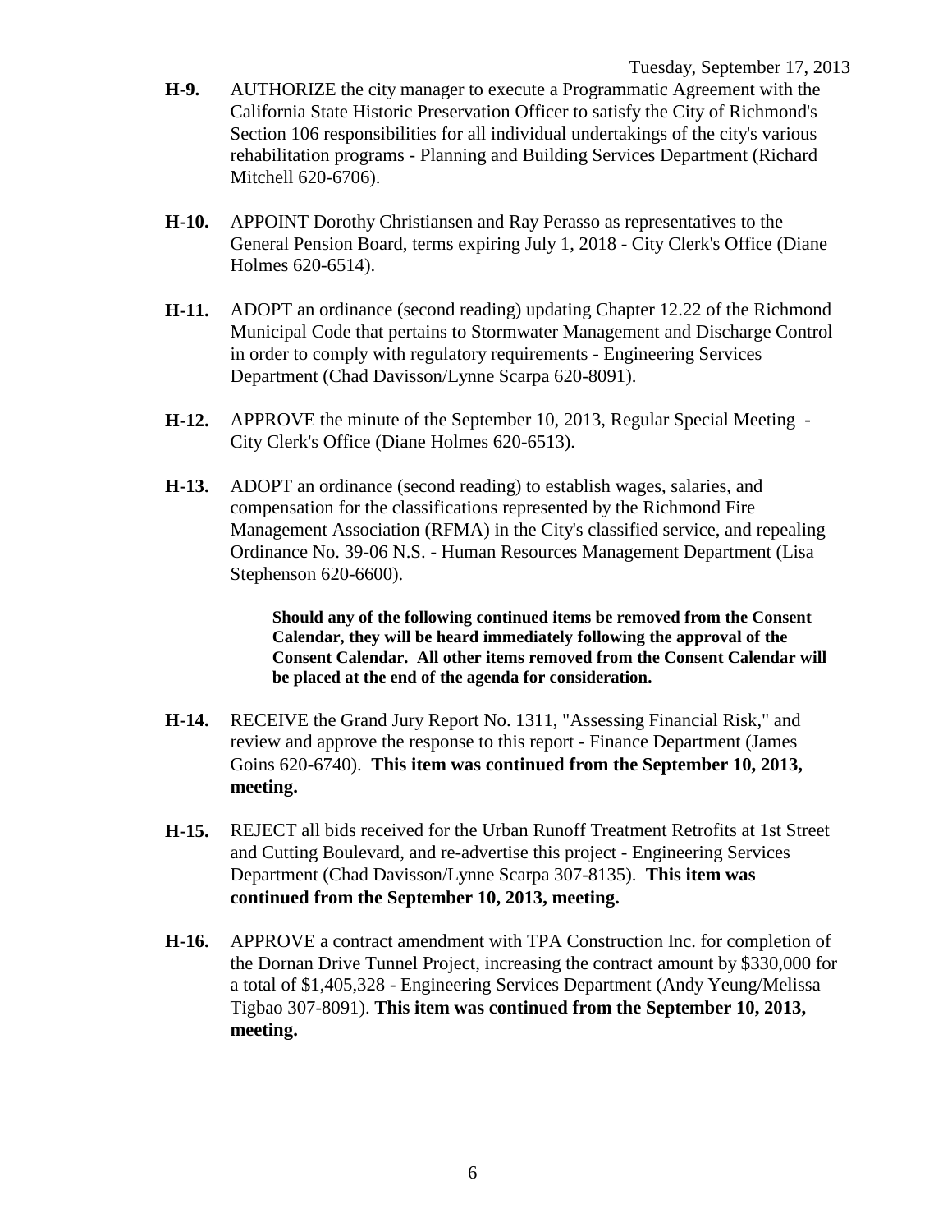**H-9.** AUTHORIZE the city manager to execute a Programmatic Agreement with the California State Historic Preservation Officer to satisfy the City of Richmond's Section 106 responsibilities for all individual undertakings of the city's various rehabilitation programs - Planning and Building Services Department (Richard Mitchell 620-6706).

**H-10.** APPOINT Dorothy Christiansen and Ray Perasso as representatives to the General Pension Board, terms expiring July 1, 2018 - City Clerk's Office (Diane Holmes 620-6514).

**H-11.** ADOPT an ordinance (second reading) updating Chapter 12.22 of the Richmond Municipal Code that pertains to Stormwater Management and Discharge Control in order to comply with regulatory requirements - Engineering Services Department (Chad Davisson/Lynne Scarpa 620-8091).

**H-12.** APPROVE the minute of the September 10, 2013, Regular Special Meeting - City Clerk's Office (Diane Holmes 620-6513).

**H-13.** ADOPT an ordinance (second reading) to establish wages, salaries, and compensation for the classifications represented by the Richmond Fire Management Association (RFMA) in the City's classified service, and repealing Ordinance No. 39-06 N.S. - Human Resources Management Department (Lisa Stephenson 620-6600).

**Should any of the following continued items be removed from the Consent Calendar, they will be heard immediately following the approval of the Consent Calendar. All other items removed from the Consent Calendar will be placed at the end of the agenda for consideration.**

**H-14.** RECEIVE the Grand Jury Report No. 1311, "Assessing Financial Risk," and review and approve the response to this report - Finance Department (James Goins 620-6740). **This item was continued from the September 10, 2013, meeting.**

**H-15.** REJECT all bids received for the Urban Runoff Treatment Retrofits at 1st Street and Cutting Boulevard, and re-advertise this project - Engineering Services Department (Chad Davisson/Lynne Scarpa 307-8135). **This item was continued from the September 10, 2013, meeting.**

**H-16.** APPROVE a contract amendment with TPA Construction Inc. for completion of the Dornan Drive Tunnel Project, increasing the contract amount by $330,000 for a total of $1,405,328 - Engineering Services Department (Andy Yeung/Melissa Tigbao 307-8091). **This item was continued from the September 10, 2013, meeting.**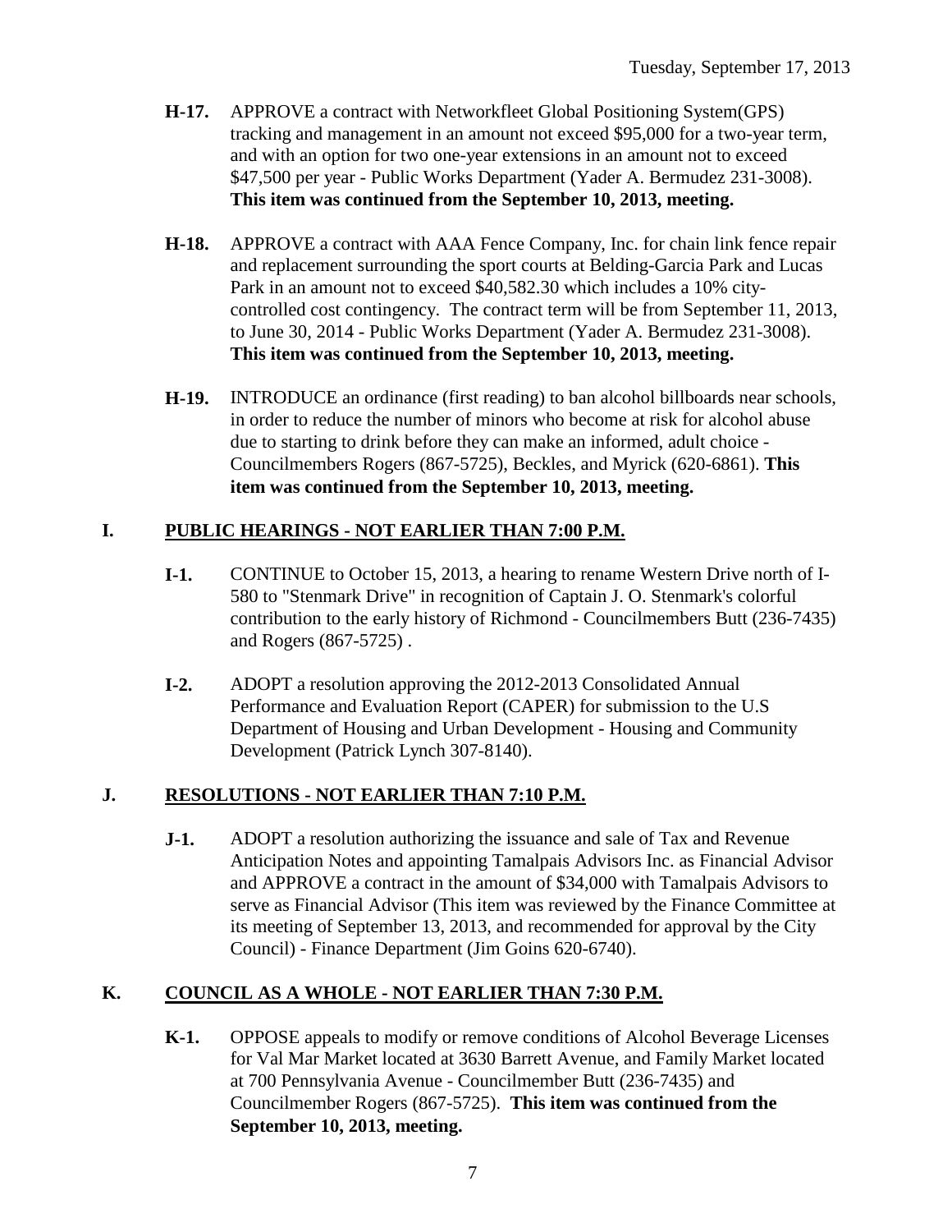- **H-17.** APPROVE a contract with Networkfleet Global Positioning System(GPS) tracking and management in an amount not exceed $95,000 for a two-year term, and with an option for two one-year extensions in an amount not to exceed $47,500 per year - Public Works Department (Yader A. Bermudez 231-3008). **This item was continued from the September 10, 2013, meeting.**

- **H-18.** APPROVE a contract with AAA Fence Company, Inc. for chain link fence repair and replacement surrounding the sport courts at Belding-Garcia Park and Lucas Park in an amount not to exceed $40,582.30 which includes a 10% city-controlled cost contingency. The contract term will be from September 11, 2013, to June 30, 2014 - Public Works Department (Yader A. Bermudez 231-3008). **This item was continued from the September 10, 2013, meeting.**

- **H-19.** INTRODUCE an ordinance (first reading) to ban alcohol billboards near schools, in order to reduce the number of minors who become at risk for alcohol abuse due to starting to drink before they can make an informed, adult choice - Councilmembers Rogers (867-5725), Beckles, and Myrick (620-6861). **This item was continued from the September 10, 2013, meeting.**

## I. PUBLIC HEARINGS - NOT EARLIER THAN 7:00 P.M.

- **I-1.** CONTINUE to October 15, 2013, a hearing to rename Western Drive north of I-580 to "Stenmark Drive" in recognition of Captain J. O. Stenmark's colorful contribution to the early history of Richmond - Councilmembers Butt (236-7435) and Rogers (867-5725) .

- **I-2.** ADOPT a resolution approving the 2012-2013 Consolidated Annual Performance and Evaluation Report (CAPER) for submission to the U.S Department of Housing and Urban Development - Housing and Community Development (Patrick Lynch 307-8140).

## J. RESOLUTIONS - NOT EARLIER THAN 7:10 P.M.

- **J-1.** ADOPT a resolution authorizing the issuance and sale of Tax and Revenue Anticipation Notes and appointing Tamalpais Advisors Inc. as Financial Advisor and APPROVE a contract in the amount of $34,000 with Tamalpais Advisors to serve as Financial Advisor (This item was reviewed by the Finance Committee at its meeting of September 13, 2013, and recommended for approval by the City Council) - Finance Department (Jim Goins 620-6740).

## K. COUNCIL AS A WHOLE - NOT EARLIER THAN 7:30 P.M.

- **K-1.** OPPOSE appeals to modify or remove conditions of Alcohol Beverage Licenses for Val Mar Market located at 3630 Barrett Avenue, and Family Market located at 700 Pennsylvania Avenue - Councilmember Butt (236-7435) and Councilmember Rogers (867-5725). **This item was continued from the September 10, 2013, meeting.**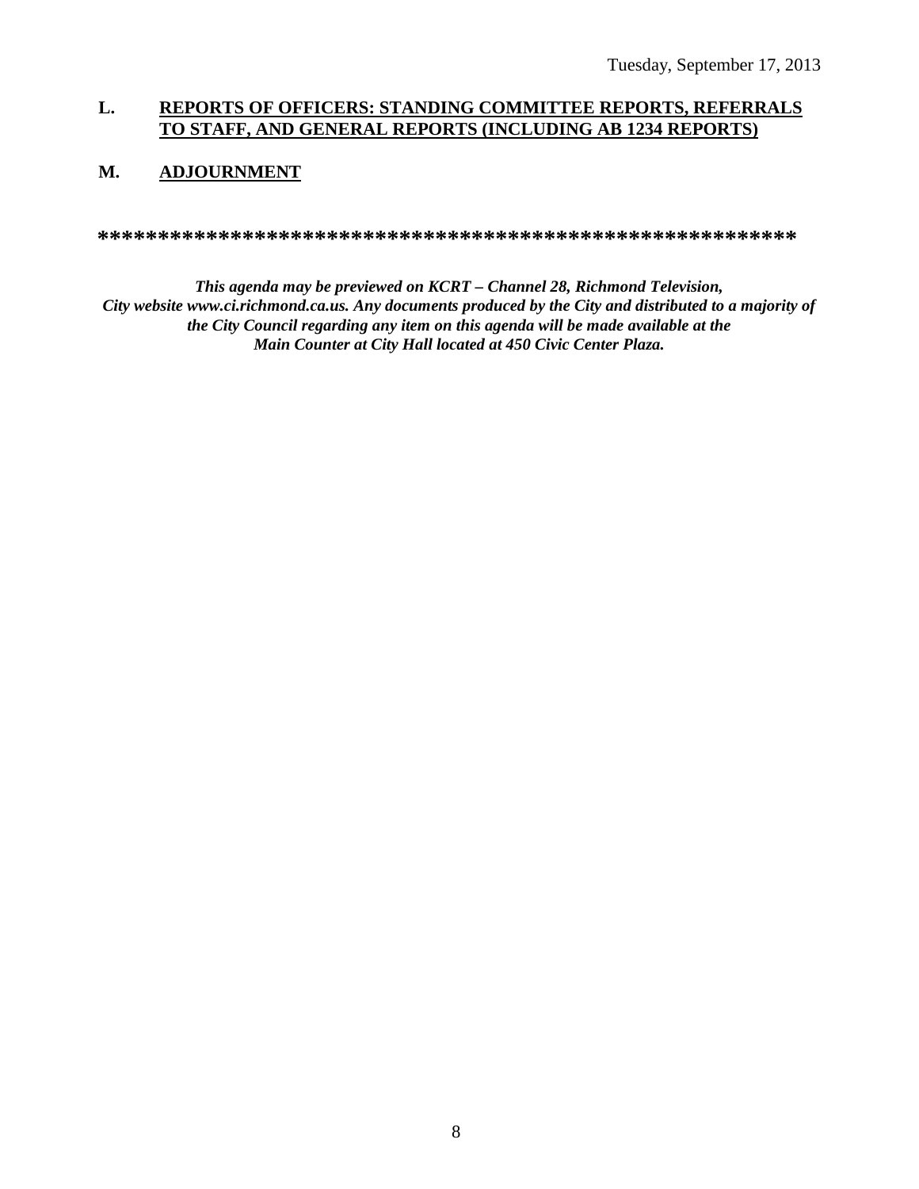## L. <u>REPORTS OF OFFICERS: STANDING COMMITTEE REPORTS, REFERRALS TO STAFF, AND GENERAL REPORTS (INCLUDING AB 1234 REPORTS)</u>

## M. <u>ADJOURNMENT</u>

**********************************************************

***This agenda may be previewed on KCRT – Channel 28, Richmond Television, City website www.ci.richmond.ca.us. Any documents produced by the City and distributed to a majority of the City Council regarding any item on this agenda will be made available at the Main Counter at City Hall located at 450 Civic Center Plaza.***